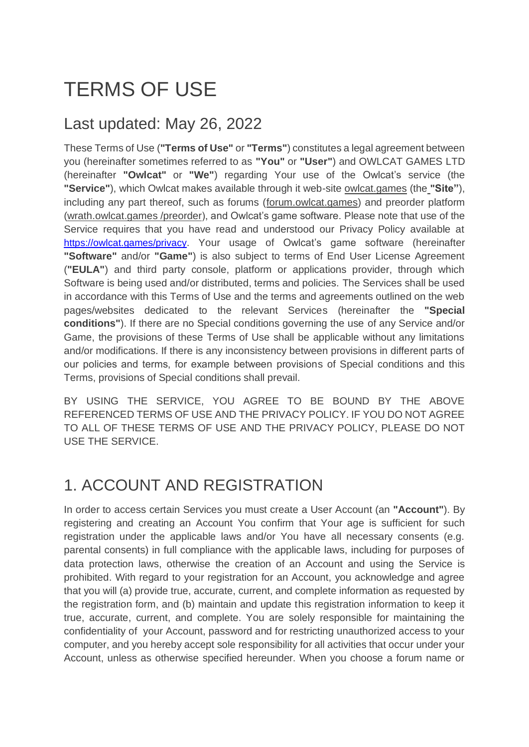# TERMS OF USE

## Last updated: May 26, 2022

These Terms of Use (**"Terms of Use"** or **"Terms"**) constitutes a legal agreement between you (hereinafter sometimes referred to as **"You"** or **"User"**) and OWLCAT GAMES LTD (hereinafter **"Owlcat"** or **"We"**) regarding Your use of the Owlcat's service (the **"Service"**), which Owlcat makes available through it web-site owlcat.games (the **"Site"**), including any part thereof, such as forums (forum.owlcat.games) and preorder platform (wrath.owlcat.games /preorder), and Owlcat's game software. Please note that use of the Service requires that you have read and understood our Privacy Policy available at https://owlcat.games/privacy. Your usage of Owlcat's game software (hereinafter **"Software"** and/or **"Game"**) is also subject to terms of End User License Agreement (**"EULA"**) and third party console, platform or applications provider, through which Software is being used and/or distributed, terms and policies. The Services shall be used in accordance with this Terms of Use and the terms and agreements outlined on the web pages/websites dedicated to the relevant Services (hereinafter the **"Special conditions"**). If there are no Special conditions governing the use of any Service and/or Game, the provisions of these Terms of Use shall be applicable without any limitations and/or modifications. If there is any inconsistency between provisions in different parts of our policies and terms, for example between provisions of Special conditions and this Terms, provisions of Special conditions shall prevail.

BY USING THE SERVICE, YOU AGREE TO BE BOUND BY THE ABOVE REFERENCED TERMS OF USE AND THE PRIVACY POLICY. IF YOU DO NOT AGREE TO ALL OF THESE TERMS OF USE AND THE PRIVACY POLICY, PLEASE DO NOT USE THE SERVICE.

## 1. ACCOUNT AND REGISTRATION

In order to access certain Services you must create a User Account (an **"Account"**). By registering and creating an Account You confirm that Your age is sufficient for such registration under the applicable laws and/or You have all necessary consents (e.g. parental consents) in full compliance with the applicable laws, including for purposes of data protection laws, otherwise the creation of an Account and using the Service is prohibited. With regard to your registration for an Account, you acknowledge and agree that you will (a) provide true, accurate, current, and complete information as requested by the registration form, and (b) maintain and update this registration information to keep it true, accurate, current, and complete. You are solely responsible for maintaining the confidentiality of your Account, password and for restricting unauthorized access to your computer, and you hereby accept sole responsibility for all activities that occur under your Account, unless as otherwise specified hereunder. When you choose a forum name or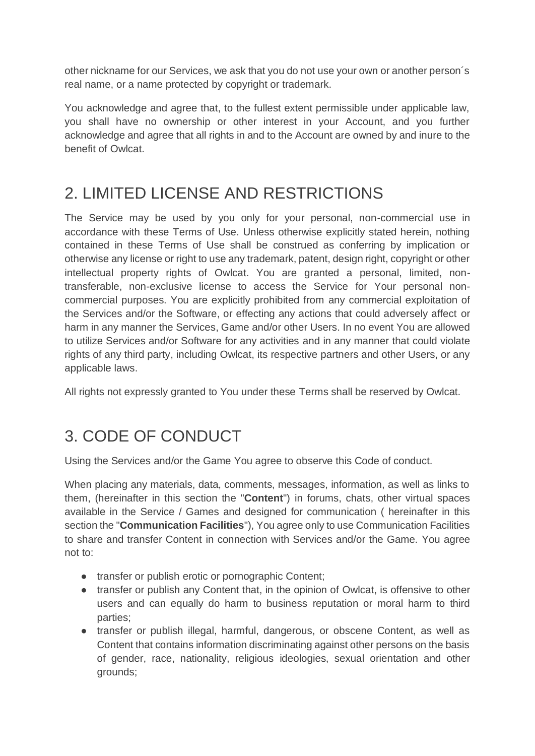other nickname for our Services, we ask that you do not use your own or another person´s real name, or a name protected by copyright or trademark.

You acknowledge and agree that, to the fullest extent permissible under applicable law, you shall have no ownership or other interest in your Account, and you further acknowledge and agree that all rights in and to the Account are owned by and inure to the benefit of Owlcat.

## 2. LIMITED LICENSE AND RESTRICTIONS

The Service may be used by you only for your personal, non-commercial use in accordance with these Terms of Use. Unless otherwise explicitly stated herein, nothing contained in these Terms of Use shall be construed as conferring by implication or otherwise any license or right to use any trademark, patent, design right, copyright or other intellectual property rights of Owlcat. You are granted a personal, limited, non-transferable, non-exclusive license to access the Service for Your personal non-commercial purposes. You are explicitly prohibited from any commercial exploitation of the Services and/or the Software, or effecting any actions that could adversely affect or harm in any manner the Services, Game and/or other Users. In no event You are allowed to utilize Services and/or Software for any activities and in any manner that could violate rights of any third party, including Owlcat, its respective partners and other Users, or any applicable laws.

All rights not expressly granted to You under these Terms shall be reserved by Owlcat.

## 3. CODE OF CONDUCT

Using the Services and/or the Game You agree to observe this Code of conduct.

When placing any materials, data, comments, messages, information, as well as links to them, (hereinafter in this section the "**Content**") in forums, chats, other virtual spaces available in the Service / Games and designed for communication ( hereinafter in this section the "**Communication Facilities**"), You agree only to use Communication Facilities to share and transfer Content in connection with Services and/or the Game. You agree not to:

- transfer or publish erotic or pornographic Content;
- transfer or publish any Content that, in the opinion of Owlcat, is offensive to other users and can equally do harm to business reputation or moral harm to third parties;
- transfer or publish illegal, harmful, dangerous, or obscene Content, as well as Content that contains information discriminating against other persons on the basis of gender, race, nationality, religious ideologies, sexual orientation and other grounds;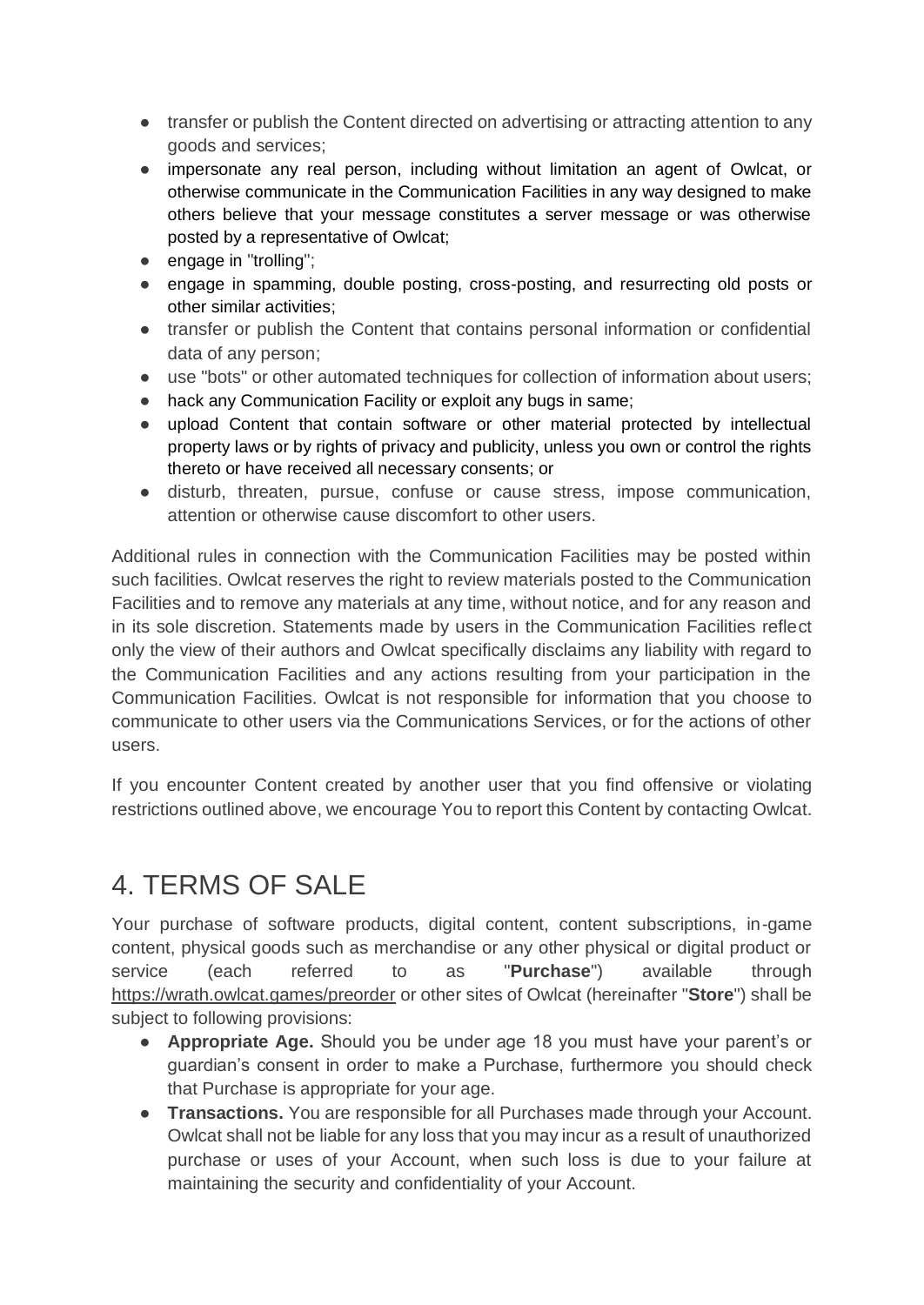- transfer or publish the Content directed on advertising or attracting attention to any goods and services;
- impersonate any real person, including without limitation an agent of Owlcat, or otherwise communicate in the Communication Facilities in any way designed to make others believe that your message constitutes a server message or was otherwise posted by a representative of Owlcat;
- engage in "trolling";
- engage in spamming, double posting, cross-posting, and resurrecting old posts or other similar activities;
- transfer or publish the Content that contains personal information or confidential data of any person;
- use "bots" or other automated techniques for collection of information about users;
- hack any Communication Facility or exploit any bugs in same;
- upload Content that contain software or other material protected by intellectual property laws or by rights of privacy and publicity, unless you own or control the rights thereto or have received all necessary consents; or
- disturb, threaten, pursue, confuse or cause stress, impose communication, attention or otherwise cause discomfort to other users.

Additional rules in connection with the Communication Facilities may be posted within such facilities. Owlcat reserves the right to review materials posted to the Communication Facilities and to remove any materials at any time, without notice, and for any reason and in its sole discretion. Statements made by users in the Communication Facilities reflect only the view of their authors and Owlcat specifically disclaims any liability with regard to the Communication Facilities and any actions resulting from your participation in the Communication Facilities. Owlcat is not responsible for information that you choose to communicate to other users via the Communications Services, or for the actions of other users.

If you encounter Content created by another user that you find offensive or violating restrictions outlined above, we encourage You to report this Content by contacting Owlcat.

# 4. TERMS OF SALE

Your purchase of software products, digital content, content subscriptions, in-game content, physical goods such as merchandise or any other physical or digital product or service (each referred to as "**Purchase**") available through https://wrath.owlcat.games/preorder or other sites of Owlcat (hereinafter "**Store**") shall be subject to following provisions:

- **Appropriate Age.** Should you be under age 18 you must have your parent's or guardian's consent in order to make a Purchase, furthermore you should check that Purchase is appropriate for your age.
- **Transactions.** You are responsible for all Purchases made through your Account. Owlcat shall not be liable for any loss that you may incur as a result of unauthorized purchase or uses of your Account, when such loss is due to your failure at maintaining the security and confidentiality of your Account.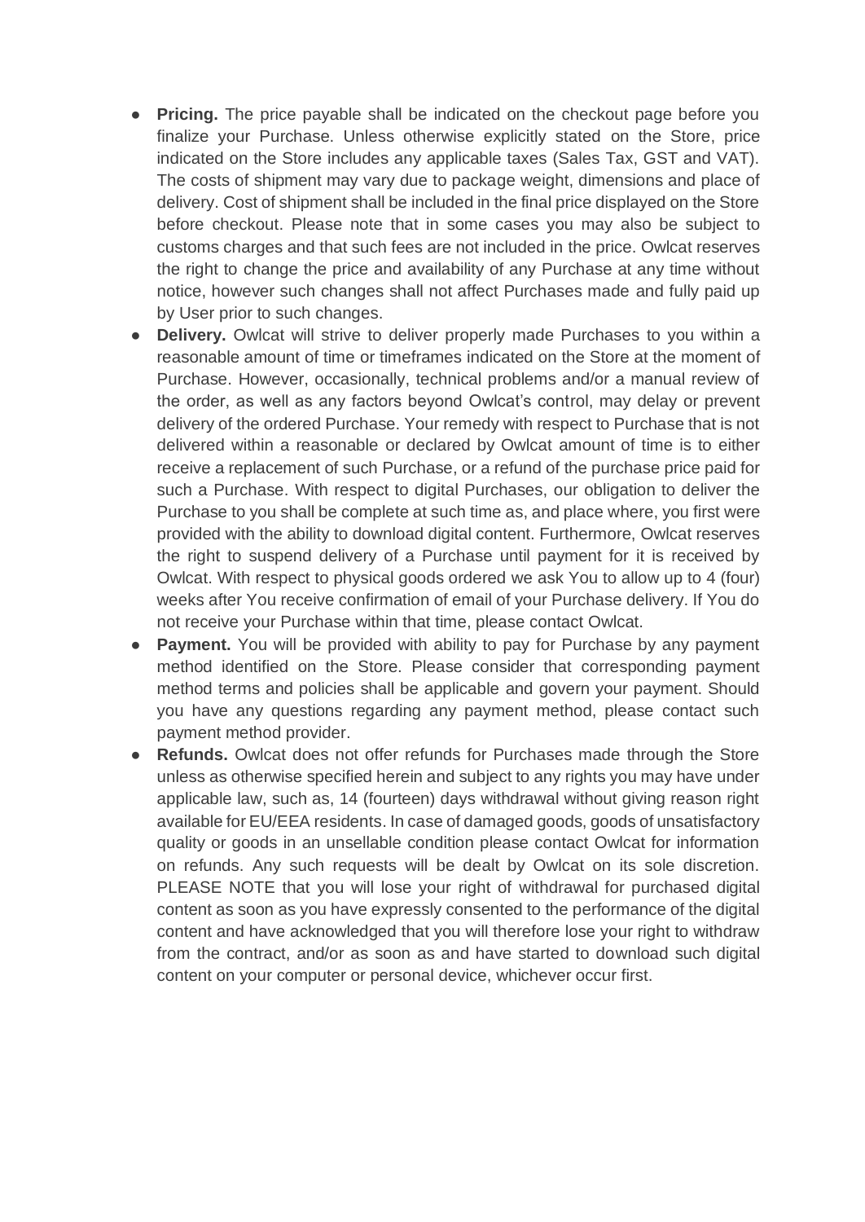- **Pricing.** The price payable shall be indicated on the checkout page before you finalize your Purchase. Unless otherwise explicitly stated on the Store, price indicated on the Store includes any applicable taxes (Sales Tax, GST and VAT). The costs of shipment may vary due to package weight, dimensions and place of delivery. Cost of shipment shall be included in the final price displayed on the Store before checkout. Please note that in some cases you may also be subject to customs charges and that such fees are not included in the price. Owlcat reserves the right to change the price and availability of any Purchase at any time without notice, however such changes shall not affect Purchases made and fully paid up by User prior to such changes.
- **Delivery.** Owlcat will strive to deliver properly made Purchases to you within a reasonable amount of time or timeframes indicated on the Store at the moment of Purchase. However, occasionally, technical problems and/or a manual review of the order, as well as any factors beyond Owlcat's control, may delay or prevent delivery of the ordered Purchase. Your remedy with respect to Purchase that is not delivered within a reasonable or declared by Owlcat amount of time is to either receive a replacement of such Purchase, or a refund of the purchase price paid for such a Purchase. With respect to digital Purchases, our obligation to deliver the Purchase to you shall be complete at such time as, and place where, you first were provided with the ability to download digital content. Furthermore, Owlcat reserves the right to suspend delivery of a Purchase until payment for it is received by Owlcat. With respect to physical goods ordered we ask You to allow up to 4 (four) weeks after You receive confirmation of email of your Purchase delivery. If You do not receive your Purchase within that time, please contact Owlcat.
- **Payment.** You will be provided with ability to pay for Purchase by any payment method identified on the Store. Please consider that corresponding payment method terms and policies shall be applicable and govern your payment. Should you have any questions regarding any payment method, please contact such payment method provider.
- **Refunds.** Owlcat does not offer refunds for Purchases made through the Store unless as otherwise specified herein and subject to any rights you may have under applicable law, such as, 14 (fourteen) days withdrawal without giving reason right available for EU/EEA residents. In case of damaged goods, goods of unsatisfactory quality or goods in an unsellable condition please contact Owlcat for information on refunds. Any such requests will be dealt by Owlcat on its sole discretion. PLEASE NOTE that you will lose your right of withdrawal for purchased digital content as soon as you have expressly consented to the performance of the digital content and have acknowledged that you will therefore lose your right to withdraw from the contract, and/or as soon as and have started to download such digital content on your computer or personal device, whichever occur first.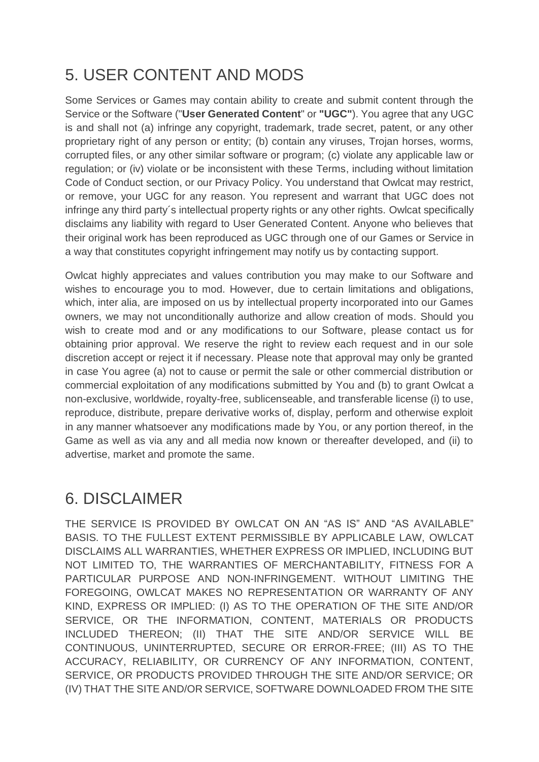## 5. USER CONTENT AND MODS

Some Services or Games may contain ability to create and submit content through the Service or the Software ("**User Generated Content**" or **"UGC"**). You agree that any UGC is and shall not (a) infringe any copyright, trademark, trade secret, patent, or any other proprietary right of any person or entity; (b) contain any viruses, Trojan horses, worms, corrupted files, or any other similar software or program; (c) violate any applicable law or regulation; or (iv) violate or be inconsistent with these Terms, including without limitation Code of Conduct section, or our Privacy Policy. You understand that Owlcat may restrict, or remove, your UGC for any reason. You represent and warrant that UGC does not infringe any third party´s intellectual property rights or any other rights. Owlcat specifically disclaims any liability with regard to User Generated Content. Anyone who believes that their original work has been reproduced as UGC through one of our Games or Service in a way that constitutes copyright infringement may notify us by contacting support.

Owlcat highly appreciates and values contribution you may make to our Software and wishes to encourage you to mod. However, due to certain limitations and obligations, which, inter alia, are imposed on us by intellectual property incorporated into our Games owners, we may not unconditionally authorize and allow creation of mods. Should you wish to create mod and or any modifications to our Software, please contact us for obtaining prior approval. We reserve the right to review each request and in our sole discretion accept or reject it if necessary. Please note that approval may only be granted in case You agree (a) not to cause or permit the sale or other commercial distribution or commercial exploitation of any modifications submitted by You and (b) to grant Owlcat a non-exclusive, worldwide, royalty-free, sublicenseable, and transferable license (i) to use, reproduce, distribute, prepare derivative works of, display, perform and otherwise exploit in any manner whatsoever any modifications made by You, or any portion thereof, in the Game as well as via any and all media now known or thereafter developed, and (ii) to advertise, market and promote the same.

## 6. DISCLAIMER

THE SERVICE IS PROVIDED BY OWLCAT ON AN "AS IS" AND "AS AVAILABLE" BASIS. TO THE FULLEST EXTENT PERMISSIBLE BY APPLICABLE LAW, OWLCAT DISCLAIMS ALL WARRANTIES, WHETHER EXPRESS OR IMPLIED, INCLUDING BUT NOT LIMITED TO, THE WARRANTIES OF MERCHANTABILITY, FITNESS FOR A PARTICULAR PURPOSE AND NON-INFRINGEMENT. WITHOUT LIMITING THE FOREGOING, OWLCAT MAKES NO REPRESENTATION OR WARRANTY OF ANY KIND, EXPRESS OR IMPLIED: (I) AS TO THE OPERATION OF THE SITE AND/OR SERVICE, OR THE INFORMATION, CONTENT, MATERIALS OR PRODUCTS INCLUDED THEREON; (II) THAT THE SITE AND/OR SERVICE WILL BE CONTINUOUS, UNINTERRUPTED, SECURE OR ERROR-FREE; (III) AS TO THE ACCURACY, RELIABILITY, OR CURRENCY OF ANY INFORMATION, CONTENT, SERVICE, OR PRODUCTS PROVIDED THROUGH THE SITE AND/OR SERVICE; OR (IV) THAT THE SITE AND/OR SERVICE, SOFTWARE DOWNLOADED FROM THE SITE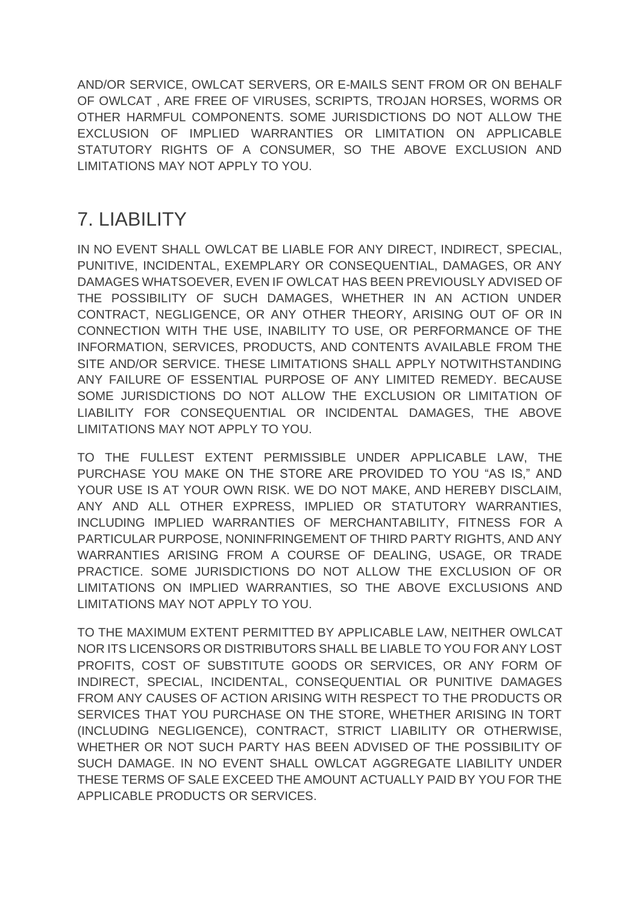AND/OR SERVICE, OWLCAT SERVERS, OR E-MAILS SENT FROM OR ON BEHALF OF OWLCAT , ARE FREE OF VIRUSES, SCRIPTS, TROJAN HORSES, WORMS OR OTHER HARMFUL COMPONENTS. SOME JURISDICTIONS DO NOT ALLOW THE EXCLUSION OF IMPLIED WARRANTIES OR LIMITATION ON APPLICABLE STATUTORY RIGHTS OF A CONSUMER, SO THE ABOVE EXCLUSION AND LIMITATIONS MAY NOT APPLY TO YOU.

## 7. LIABILITY

IN NO EVENT SHALL OWLCAT BE LIABLE FOR ANY DIRECT, INDIRECT, SPECIAL, PUNITIVE, INCIDENTAL, EXEMPLARY OR CONSEQUENTIAL, DAMAGES, OR ANY DAMAGES WHATSOEVER, EVEN IF OWLCAT HAS BEEN PREVIOUSLY ADVISED OF THE POSSIBILITY OF SUCH DAMAGES, WHETHER IN AN ACTION UNDER CONTRACT, NEGLIGENCE, OR ANY OTHER THEORY, ARISING OUT OF OR IN CONNECTION WITH THE USE, INABILITY TO USE, OR PERFORMANCE OF THE INFORMATION, SERVICES, PRODUCTS, AND CONTENTS AVAILABLE FROM THE SITE AND/OR SERVICE. THESE LIMITATIONS SHALL APPLY NOTWITHSTANDING ANY FAILURE OF ESSENTIAL PURPOSE OF ANY LIMITED REMEDY. BECAUSE SOME JURISDICTIONS DO NOT ALLOW THE EXCLUSION OR LIMITATION OF LIABILITY FOR CONSEQUENTIAL OR INCIDENTAL DAMAGES, THE ABOVE LIMITATIONS MAY NOT APPLY TO YOU.

TO THE FULLEST EXTENT PERMISSIBLE UNDER APPLICABLE LAW, THE PURCHASE YOU MAKE ON THE STORE ARE PROVIDED TO YOU "AS IS," AND YOUR USE IS AT YOUR OWN RISK. WE DO NOT MAKE, AND HEREBY DISCLAIM, ANY AND ALL OTHER EXPRESS, IMPLIED OR STATUTORY WARRANTIES, INCLUDING IMPLIED WARRANTIES OF MERCHANTABILITY, FITNESS FOR A PARTICULAR PURPOSE, NONINFRINGEMENT OF THIRD PARTY RIGHTS, AND ANY WARRANTIES ARISING FROM A COURSE OF DEALING, USAGE, OR TRADE PRACTICE. SOME JURISDICTIONS DO NOT ALLOW THE EXCLUSION OF OR LIMITATIONS ON IMPLIED WARRANTIES, SO THE ABOVE EXCLUSIONS AND LIMITATIONS MAY NOT APPLY TO YOU.

TO THE MAXIMUM EXTENT PERMITTED BY APPLICABLE LAW, NEITHER OWLCAT NOR ITS LICENSORS OR DISTRIBUTORS SHALL BE LIABLE TO YOU FOR ANY LOST PROFITS, COST OF SUBSTITUTE GOODS OR SERVICES, OR ANY FORM OF INDIRECT, SPECIAL, INCIDENTAL, CONSEQUENTIAL OR PUNITIVE DAMAGES FROM ANY CAUSES OF ACTION ARISING WITH RESPECT TO THE PRODUCTS OR SERVICES THAT YOU PURCHASE ON THE STORE, WHETHER ARISING IN TORT (INCLUDING NEGLIGENCE), CONTRACT, STRICT LIABILITY OR OTHERWISE, WHETHER OR NOT SUCH PARTY HAS BEEN ADVISED OF THE POSSIBILITY OF SUCH DAMAGE. IN NO EVENT SHALL OWLCAT AGGREGATE LIABILITY UNDER THESE TERMS OF SALE EXCEED THE AMOUNT ACTUALLY PAID BY YOU FOR THE APPLICABLE PRODUCTS OR SERVICES.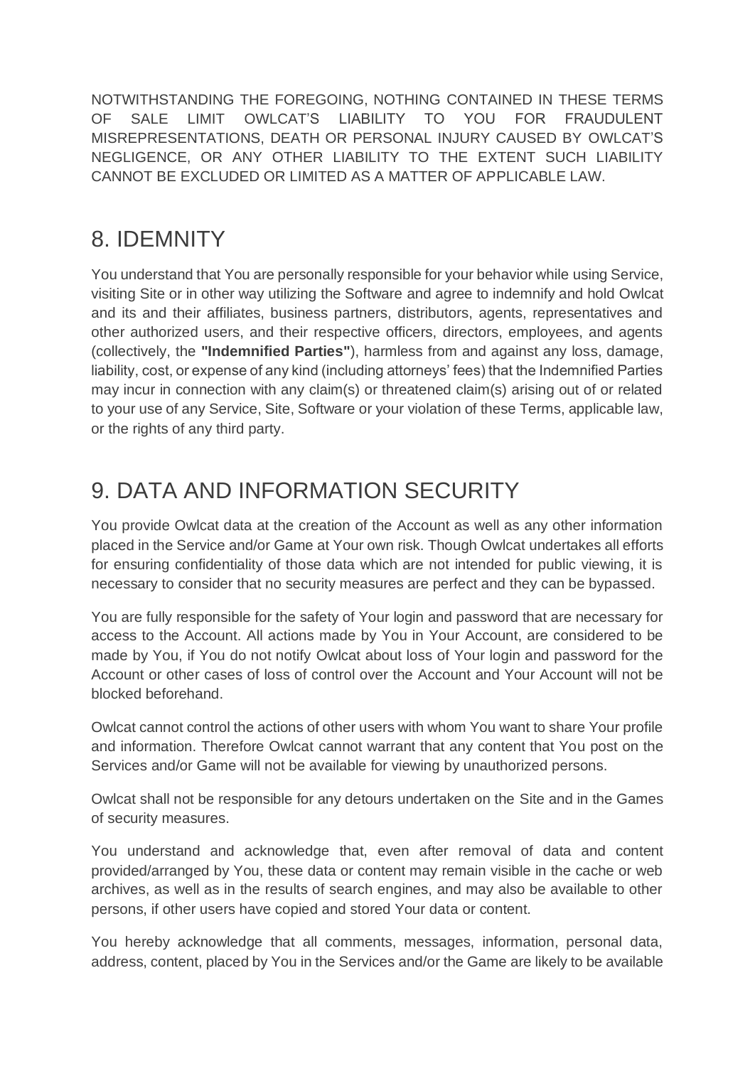NOTWITHSTANDING THE FOREGOING, NOTHING CONTAINED IN THESE TERMS OF SALE LIMIT OWLCAT'S LIABILITY TO YOU FOR FRAUDULENT MISREPRESENTATIONS, DEATH OR PERSONAL INJURY CAUSED BY OWLCAT'S NEGLIGENCE, OR ANY OTHER LIABILITY TO THE EXTENT SUCH LIABILITY CANNOT BE EXCLUDED OR LIMITED AS A MATTER OF APPLICABLE LAW.

## 8. IDEMNITY

You understand that You are personally responsible for your behavior while using Service, visiting Site or in other way utilizing the Software and agree to indemnify and hold Owlcat and its and their affiliates, business partners, distributors, agents, representatives and other authorized users, and their respective officers, directors, employees, and agents (collectively, the **"Indemnified Parties"**), harmless from and against any loss, damage, liability, cost, or expense of any kind (including attorneys' fees) that the Indemnified Parties may incur in connection with any claim(s) or threatened claim(s) arising out of or related to your use of any Service, Site, Software or your violation of these Terms, applicable law, or the rights of any third party.

## 9. DATA AND INFORMATION SECURITY

You provide Owlcat data at the creation of the Account as well as any other information placed in the Service and/or Game at Your own risk. Though Owlcat undertakes all efforts for ensuring confidentiality of those data which are not intended for public viewing, it is necessary to consider that no security measures are perfect and they can be bypassed.

You are fully responsible for the safety of Your login and password that are necessary for access to the Account. All actions made by You in Your Account, are considered to be made by You, if You do not notify Owlcat about loss of Your login and password for the Account or other cases of loss of control over the Account and Your Account will not be blocked beforehand.

Owlcat cannot control the actions of other users with whom You want to share Your profile and information. Therefore Owlcat cannot warrant that any content that You post on the Services and/or Game will not be available for viewing by unauthorized persons.

Owlcat shall not be responsible for any detours undertaken on the Site and in the Games of security measures.

You understand and acknowledge that, even after removal of data and content provided/arranged by You, these data or content may remain visible in the cache or web archives, as well as in the results of search engines, and may also be available to other persons, if other users have copied and stored Your data or content.

You hereby acknowledge that all comments, messages, information, personal data, address, content, placed by You in the Services and/or the Game are likely to be available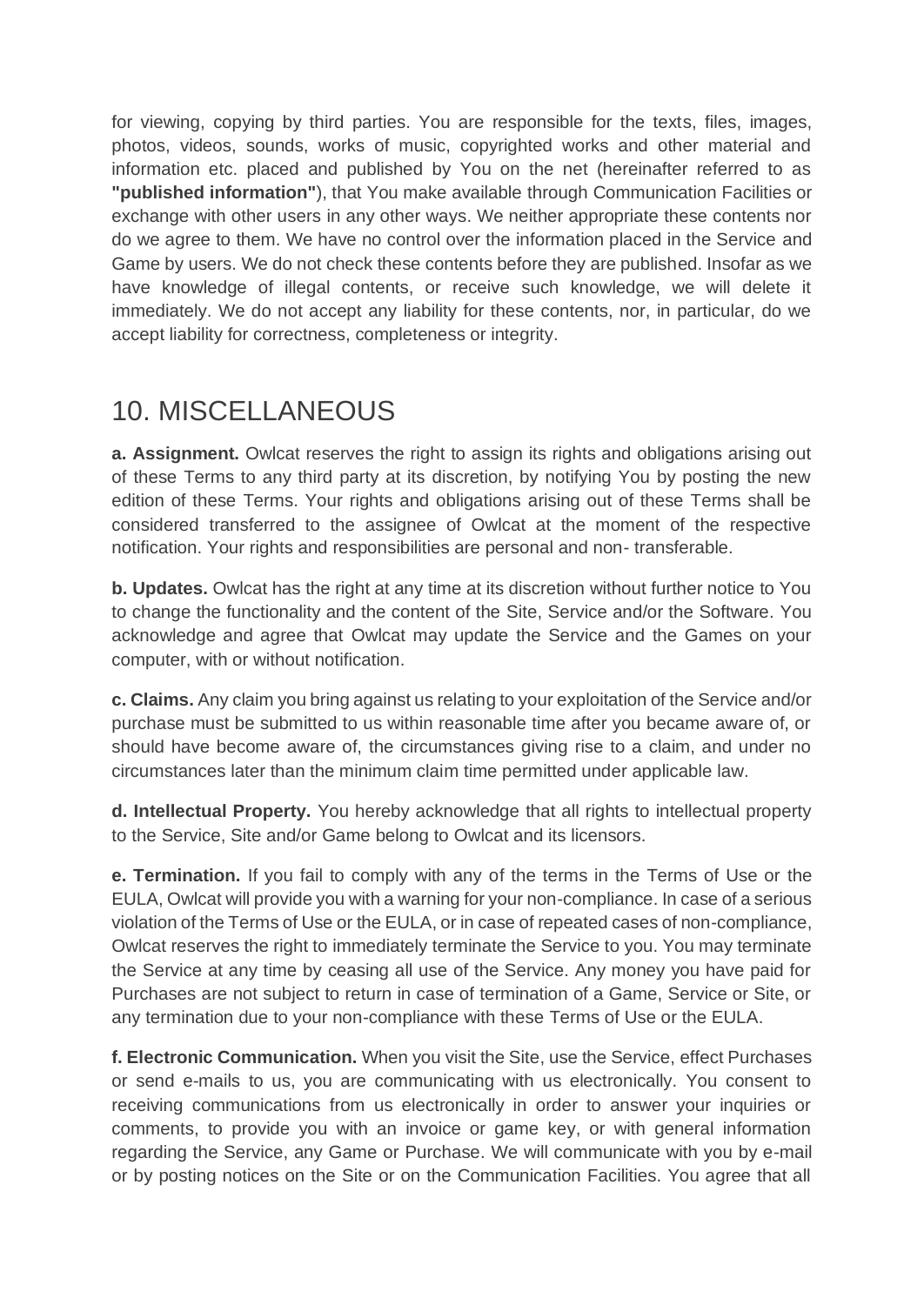for viewing, copying by third parties. You are responsible for the texts, files, images, photos, videos, sounds, works of music, copyrighted works and other material and information etc. placed and published by You on the net (hereinafter referred to as **"published information"**), that You make available through Communication Facilities or exchange with other users in any other ways. We neither appropriate these contents nor do we agree to them. We have no control over the information placed in the Service and Game by users. We do not check these contents before they are published. Insofar as we have knowledge of illegal contents, or receive such knowledge, we will delete it immediately. We do not accept any liability for these contents, nor, in particular, do we accept liability for correctness, completeness or integrity.

# 10. MISCELLANEOUS

**a. Assignment.** Owlcat reserves the right to assign its rights and obligations arising out of these Terms to any third party at its discretion, by notifying You by posting the new edition of these Terms. Your rights and obligations arising out of these Terms shall be considered transferred to the assignee of Owlcat at the moment of the respective notification. Your rights and responsibilities are personal and non- transferable.

**b. Updates.** Owlcat has the right at any time at its discretion without further notice to You to change the functionality and the content of the Site, Service and/or the Software. You acknowledge and agree that Owlcat may update the Service and the Games on your computer, with or without notification.

**c. Claims.** Any claim you bring against us relating to your exploitation of the Service and/or purchase must be submitted to us within reasonable time after you became aware of, or should have become aware of, the circumstances giving rise to a claim, and under no circumstances later than the minimum claim time permitted under applicable law.

**d. Intellectual Property.** You hereby acknowledge that all rights to intellectual property to the Service, Site and/or Game belong to Owlcat and its licensors.

**e. Termination.** If you fail to comply with any of the terms in the Terms of Use or the EULA, Owlcat will provide you with a warning for your non-compliance. In case of a serious violation of the Terms of Use or the EULA, or in case of repeated cases of non-compliance, Owlcat reserves the right to immediately terminate the Service to you. You may terminate the Service at any time by ceasing all use of the Service. Any money you have paid for Purchases are not subject to return in case of termination of a Game, Service or Site, or any termination due to your non-compliance with these Terms of Use or the EULA.

**f. Electronic Communication.** When you visit the Site, use the Service, effect Purchases or send e-mails to us, you are communicating with us electronically. You consent to receiving communications from us electronically in order to answer your inquiries or comments, to provide you with an invoice or game key, or with general information regarding the Service, any Game or Purchase. We will communicate with you by e-mail or by posting notices on the Site or on the Communication Facilities. You agree that all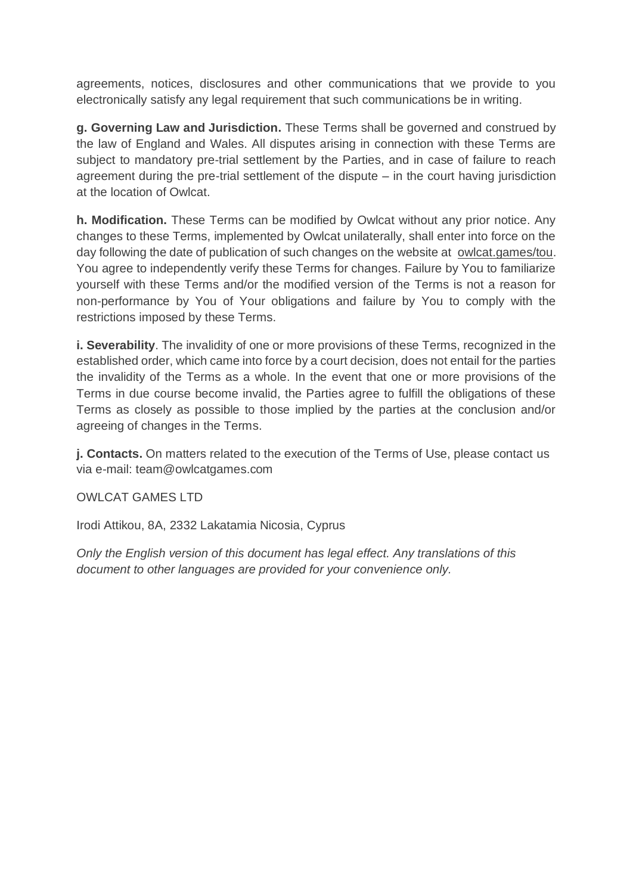agreements, notices, disclosures and other communications that we provide to you electronically satisfy any legal requirement that such communications be in writing.

**g. Governing Law and Jurisdiction.** These Terms shall be governed and construed by the law of England and Wales. All disputes arising in connection with these Terms are subject to mandatory pre-trial settlement by the Parties, and in case of failure to reach agreement during the pre-trial settlement of the dispute – in the court having jurisdiction at the location of Owlcat.

**h. Modification.** These Terms can be modified by Owlcat without any prior notice. Any changes to these Terms, implemented by Owlcat unilaterally, shall enter into force on the day following the date of publication of such changes on the website at owlcat.games/tou. You agree to independently verify these Terms for changes. Failure by You to familiarize yourself with these Terms and/or the modified version of the Terms is not a reason for non-performance by You of Your obligations and failure by You to comply with the restrictions imposed by these Terms.

**i. Severability**. The invalidity of one or more provisions of these Terms, recognized in the established order, which came into force by a court decision, does not entail for the parties the invalidity of the Terms as a whole. In the event that one or more provisions of the Terms in due course become invalid, the Parties agree to fulfill the obligations of these Terms as closely as possible to those implied by the parties at the conclusion and/or agreeing of changes in the Terms.

**j. Contacts.** On matters related to the execution of the Terms of Use, please contact us via e-mail: team@owlcatgames.com

OWLCAT GAMES LTD

Irodi Attikou, 8A, 2332 Lakatamia Nicosia, Cyprus

*Only the English version of this document has legal effect. Any translations of this document to other languages are provided for your convenience only.*